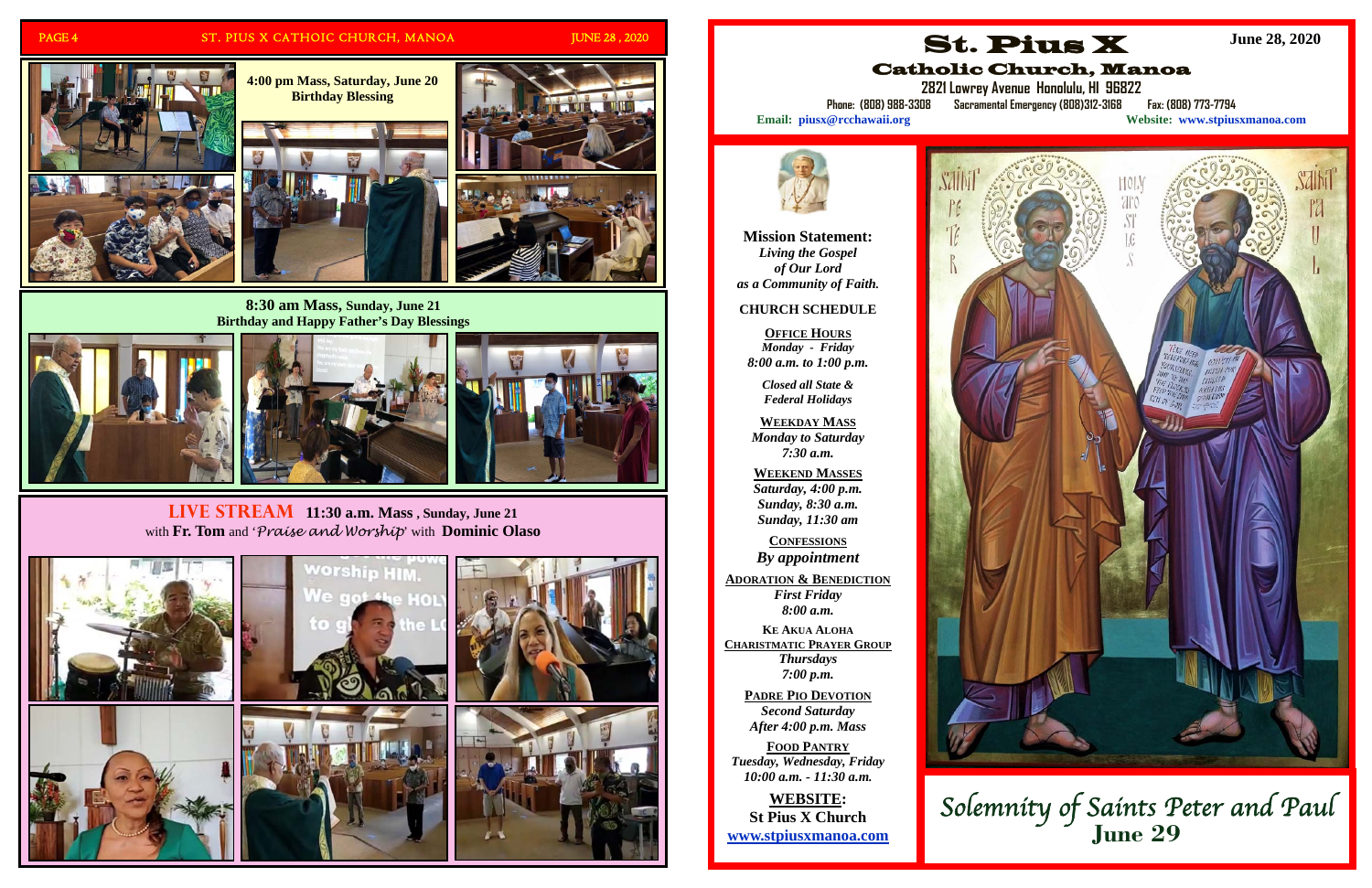**4:00 pm Mass, Saturday, June 20**
**Birthday Blessing**

**8:30 am Mass, Sunday, June 21**
**Birthday and Happy Father's Day Blessings**

**LIVE STREAM 11:30 a.m. Mass , Sunday, June 21**
with **Fr. Tom** and '*Praise and Worship*' with **Dominic Olaso**

# St. Pius X

## Catholic Church, Manoa

**June 28, 2020**

**2821 Lowrey Avenue Honolulu, HI 96822**

Phone: (808) 988-3308 Sacramental Emergency (808)312-3168 Fax: (808) 773-7794

**Email: piusx@rcchawaii.org** **Website: www.stpiusxmanoa.com**

**Mission Statement:**
***Living the Gospel of Our Lord as a Community of Faith.***

**CHURCH SCHEDULE**

**OFFICE HOURS**
*Monday - Friday*
*8:00 a.m. to 1:00 p.m.*

*Closed all State & Federal Holidays*

**WEEKDAY MASS**
*Monday to Saturday*
*7:30 a.m.*

**WEEKEND MASSES**
*Saturday, 4:00 p.m.*
*Sunday, 8:30 a.m.*
*Sunday, 11:30 am*

**CONFESSIONS**
*By appointment*

**ADORATION & BENEDICTION**
*First Friday*
*8:00 a.m.*

**KE AKUA ALOHA**
**CHARISTMATIC PRAYER GROUP**
*Thursdays*
*7:00 p.m.*

**PADRE PIO DEVOTION**
*Second Saturday*
*After 4:00 p.m. Mass*

**FOOD PANTRY**
*Tuesday, Wednesday, Friday*
*10:00 a.m. - 11:30 a.m.*

**WEBSITE:**
**St Pius X Church**
**www.stpiusxmanoa.com**

*Solemnity of Saints Peter and Paul*
**June 29**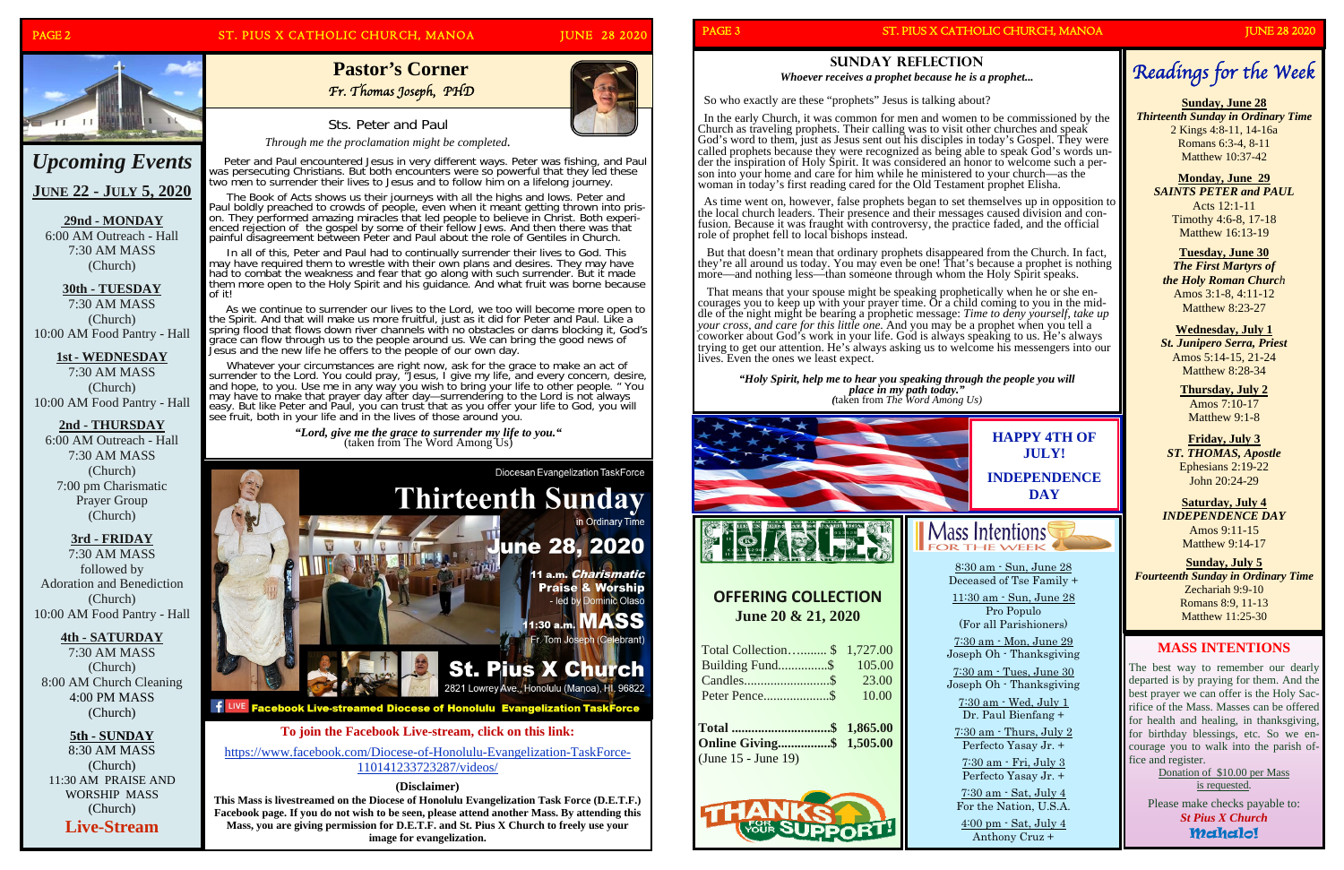# Upcoming Events

**JUNE 22 - JULY 5, 2020**

**29nd - MONDAY**
6:00 AM Outreach - Hall
7:30 AM MASS
(Church)

**30th - TUESDAY**
7:30 AM MASS
(Church)
10:00 AM Food Pantry - Hall

**1st - WEDNESDAY**
7:30 AM MASS
(Church)
10:00 AM Food Pantry - Hall

**2nd - THURSDAY**
6:00 AM Outreach - Hall
7:30 AM MASS
(Church)
7:00 pm Charismatic Prayer Group
(Church)

**3rd - FRIDAY**
7:30 AM MASS
followed by
Adoration and Benediction
(Church)
10:00 AM Food Pantry - Hall

**4th - SATURDAY**
7:30 AM MASS
(Church)
8:00 AM Church Cleaning
4:00 PM MASS
(Church)

**5th - SUNDAY**
8:30 AM MASS
(Church)
11:30 AM PRAISE AND WORSHIP MASS
(Church)
**Live-Stream**

# Pastor's Corner

*Fr. Thomas Joseph, PHD*

## Sts. Peter and Paul

*Through me the proclamation might be completed.*

Peter and Paul encountered Jesus in very different ways. Peter was fishing, and Paul was persecuting Christians. But both encounters were so powerful that they led these two men to surrender their lives to Jesus and to follow him on a lifelong journey.

The Book of Acts shows us their journeys with all the highs and lows. Peter and Paul boldly preached to crowds of people, even when it meant getting thrown into prison. They performed amazing miracles that led people to believe in Christ. Both experienced rejection of the gospel by some of their fellow Jews. And then there was that painful disagreement between Peter and Paul about the role of Gentiles in Church.

In all of this, Peter and Paul had to continually surrender their lives to God. This may have required them to wrestle with their own plans and desires. They may have had to combat the weakness and fear that go along with such surrender. But it made them more open to the Holy Spirit and his guidance. And what fruit was borne because of it!

As we continue to surrender our lives to the Lord, we too will become more open to the Spirit. And that will make us more fruitful, just as it did for Peter and Paul. Like a spring flood that flows down river channels with no obstacles or dams blocking it, God's grace can flow through us to the people around us. We can bring the good news of Jesus and the new life he offers to the people of our own day.

Whatever your circumstances are right now, ask for the grace to make an act of surrender to the Lord. You could pray, "Jesus, I give my life, and every concern, desire, and hope, to you. Use me in any way you wish to bring your life to other people. " You may have to make that prayer day after day—surrendering to the Lord is not always easy. But like Peter and Paul, you can trust that as you offer your life to God, you will see fruit, both in your life and in the lives of those around you.

*"Lord, give me the grace to surrender my life to you."*
(taken from The Word Among Us)

Diocesan Evangelization TaskForce
**Thirteenth Sunday** in Ordinary Time
**June 28, 2020**
11 a.m. *Charismatic* Praise & Worship - led by Dominic Olaso
11:30 a.m. MASS - Fr. Tom Joseph (Celebrant)
**St. Pius X Church**
2821 Lowrey Ave., Honolulu (Manoa), HI, 96822
LIVE Facebook Live-streamed Diocese of Honolulu Evangelization TaskForce

**To join the Facebook Live-stream, click on this link:**

https://www.facebook.com/Diocese-of-Honolulu-Evangelization-TaskForce-110141233723287/videos/

**(Disclaimer)**

**This Mass is livestreamed on the Diocese of Honolulu Evangelization Task Force (D.E.T.F.) Facebook page. If you do not wish to be seen, please attend another Mass. By attending this Mass, you are giving permission for D.E.T.F. and St. Pius X Church to freely use your image for evangelization.**

# SUNDAY REFLECTION

***Whoever receives a prophet because he is a prophet...***

So who exactly are these "prophets" Jesus is talking about?

In the early Church, it was common for men and women to be commissioned by the Church as traveling prophets. Their calling was to visit other churches and speak God's word to them, just as Jesus sent out his disciples in today's Gospel. They were called prophets because they were recognized as being able to speak God's words under the inspiration of Holy Spirit. It was considered an honor to welcome such a person into your home and care for him while he ministered to your church—as the woman in today's first reading cared for the Old Testament prophet Elisha.

As time went on, however, false prophets began to set themselves up in opposition to the local church leaders. Their presence and their messages caused division and confusion. Because it was fraught with controversy, the practice faded, and the official role of prophet fell to local bishops instead.

But that doesn't mean that ordinary prophets disappeared from the Church. In fact, they're all around us today. You may even be one! That's because a prophet is nothing more—and nothing less—than someone through whom the Holy Spirit speaks.

That means that your spouse might be speaking prophetically when he or she encourages you to keep up with your prayer time. Or a child coming to you in the middle of the night might be bearing a prophetic message: *Time to deny yourself, take up your cross, and care for this little one.* And you may be a prophet when you tell a coworker about God's work in your life. God is always speaking to us. He's always trying to get our attention. He's always asking us to welcome his messengers into our lives. Even the ones we least expect.

***"Holy Spirit, help me to hear you speaking through the people you will place in my path today."***
*(taken from The Word Among Us)*

**HAPPY 4TH OF JULY!**

**INDEPENDENCE DAY**

# FINANCES

## OFFERING COLLECTION
**June 20 & 21, 2020**

| | |
|---|---|
| Total Collection……..... | $ 1,727.00 |
| Building Fund...............| $ 105.00 |
| Candles.......................... | $ 23.00 |
| Peter Pence.................... | $ 10.00 |
| **Total ..............................** | **$ 1,865.00** |
| **Online Giving................** | **$ 1,505.00** |
| (June 15 - June 19) | |

THANKS FOR YOUR SUPPORT!

# Mass Intentions FOR THE WEEK

8:30 am - Sun, June 28
Deceased of Tse Family +

11:30 am - Sun, June 28
Pro Populo
(For all Parishioners)

7:30 am - Mon, June 29
Joseph Oh - Thanksgiving

7:30 am - Tues, June 30
Joseph Oh - Thanksgiving

7:30 am - Wed, July 1
Dr. Paul Bienfang +

7:30 am - Thurs, July 2
Perfecto Yasay Jr. +

7:30 am - Fri, July 3
Perfecto Yasay Jr. +

7:30 am - Sat, July 4
For the Nation, U.S.A.

4:00 pm - Sat, July 4
Anthony Cruz +

# Readings for the Week

**Sunday, June 28**
***Thirteenth Sunday in Ordinary Time***
2 Kings 4:8-11, 14-16a
Romans 6:3-4, 8-11
Matthew 10:37-42

**Monday, June 29**
***SAINTS PETER and PAUL***
Acts 12:1-11
Timothy 4:6-8, 17-18
Matthew 16:13-19

**Tuesday, June 30**
***The First Martyrs of the Holy Roman Church***
Amos 3:1-8, 4:11-12
Matthew 8:23-27

**Wednesday, July 1**
***St. Junipero Serra, Priest***
Amos 5:14-15, 21-24
Matthew 8:28-34

**Thursday, July 2**
Amos 7:10-17
Matthew 9:1-8

**Friday, July 3**
***ST. THOMAS, Apostle***
Ephesians 2:19-22
John 20:24-29

**Saturday, July 4**
***INDEPENDENCE DAY***
Amos 9:11-15
Matthew 9:14-17

**Sunday, July 5**
***Fourteenth Sunday in Ordinary Time***
Zechariah 9:9-10
Romans 8:9, 11-13
Matthew 11:25-30

## MASS INTENTIONS

The best way to remember our dearly departed is by praying for them. And the best prayer we can offer is the Holy Sacrifice of the Mass. Masses can be offered for health and healing, in thanksgiving, for birthday blessings, etc. So we encourage you to walk into the parish office and register.

Donation of $10.00 per Mass is requested.

Please make checks payable to:
***St Pius X Church***
**Mahalo!**